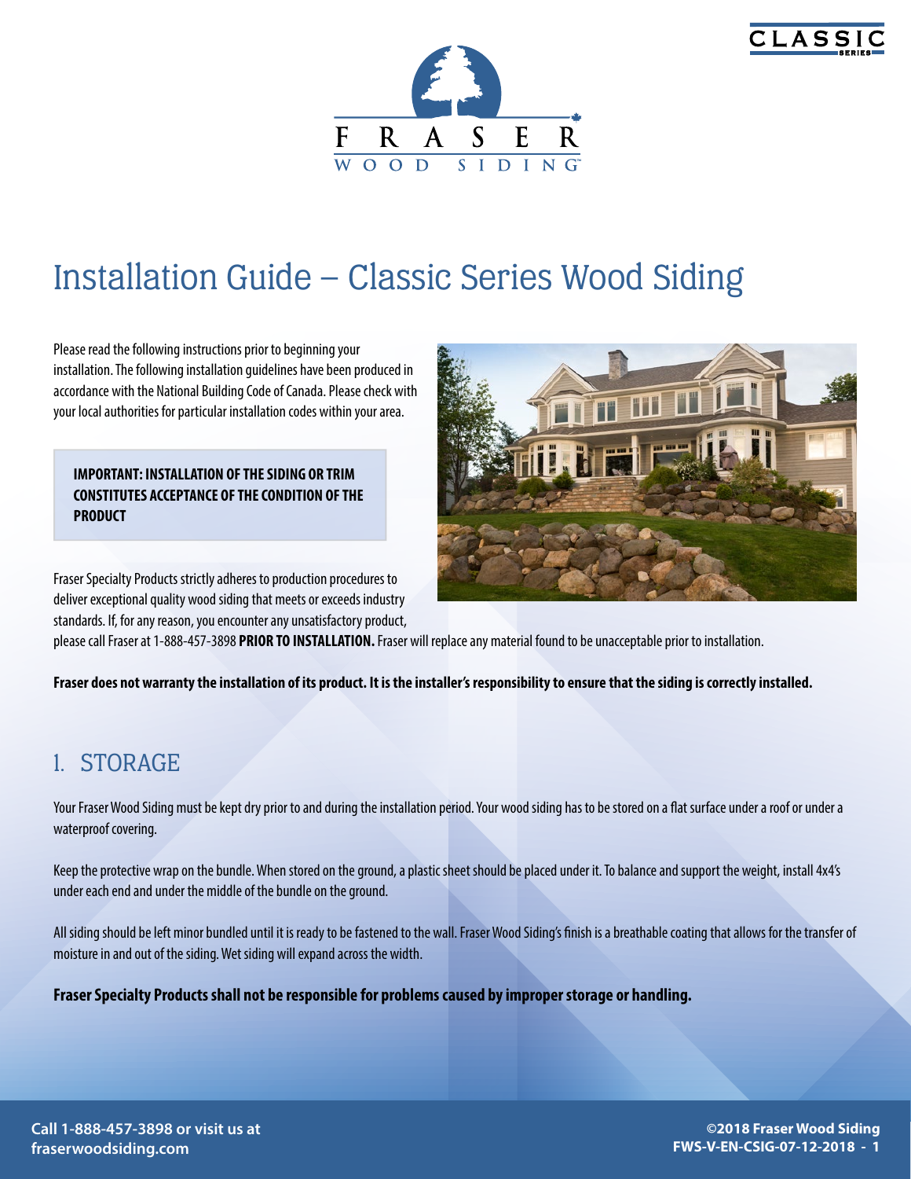# Installation Guide – Classic Series Wood Siding

Please read the following instructions prior to beginning your installation. The following installation guidelines have been produced in accordance with the National Building Code of Canada. Please check with your local authorities for particular installation codes within your area.

**IMPORTANT: INSTALLATION OF THE SIDING OR TRIM CONSTITUTES ACCEPTANCE OF THE CONDITION OF THE PRODUCT**

Fraser Specialty Products strictly adheres to production procedures to deliver exceptional quality wood siding that meets or exceeds industry standards. If, for any reason, you encounter any unsatisfactory product, please call Fraser at 1-888-457-3898 **PRIOR TO INSTALLATION.** Fraser will replace any material found to be unacceptable prior to installation.

**Fraser does not warranty the installation of its product. It is the installer's responsibility to ensure that the siding is correctly installed.**

## 1. STORAGE

Your Fraser Wood Siding must be kept dry prior to and during the installation period. Your wood siding has to be stored on a flat surface under a roof or under a waterproof covering.

Keep the protective wrap on the bundle. When stored on the ground, a plastic sheet should be placed under it. To balance and support the weight, install 4x4's under each end and under the middle of the bundle on the ground.

All siding should be left minor bundled until it is ready to be fastened to the wall. Fraser Wood Siding's finish is a breathable coating that allows for the transfer of moisture in and out of the siding. Wet siding will expand across the width.

**Fraser Specialty Products shall not be responsible for problems caused by improper storage or handling.**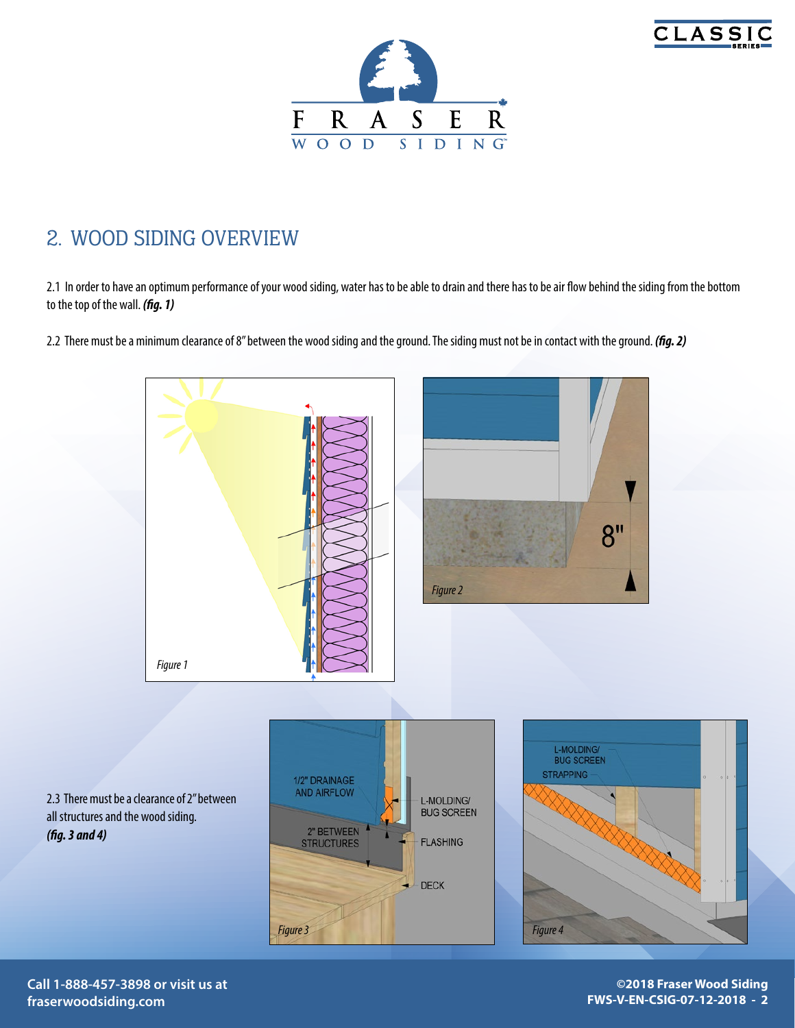## 2. WOOD SIDING OVERVIEW

2.1 In order to have an optimum performance of your wood siding, water has to be able to drain and there has to be air flow behind the siding from the bottom to the top of the wall. ***(fig. 1)***

2.2 There must be a minimum clearance of 8" between the wood siding and the ground. The siding must not be in contact with the ground. ***(fig. 2)***

Figure 1

8"

Figure 2

2.3 There must be a clearance of 2" between all structures and the wood siding. ***(fig. 3 and 4)***

1/2" DRAINAGE AND AIRFLOW

2" BETWEEN STRUCTURES

L-MOLDING/ BUG SCREEN

FLASHING

DECK

Figure 3

L-MOLDING/ BUG SCREEN

STRAPPING

Figure 4

Call 1-888-457-3898 or visit us at fraserwoodsiding.com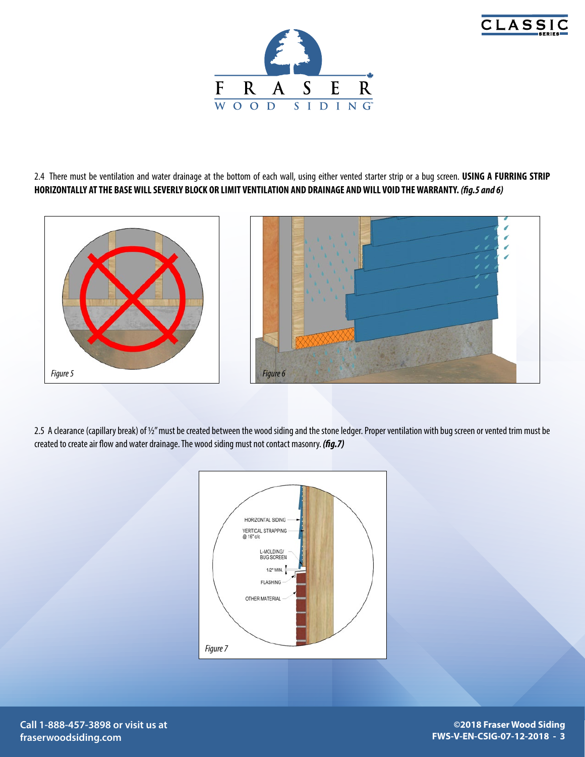2.4 There must be ventilation and water drainage at the bottom of each wall, using either vented starter strip or a bug screen. **USING A FURRING STRIP HORIZONTALLY AT THE BASE WILL SEVERLY BLOCK OR LIMIT VENTILATION AND DRAINAGE AND WILL VOID THE WARRANTY.** ***(fig.5 and 6)***

*Figure 5*

*Figure 6*

2.5 A clearance (capillary break) of ½" must be created between the wood siding and the stone ledger. Proper ventilation with bug screen or vented trim must be created to create air flow and water drainage. The wood siding must not contact masonry. ***(fig.7)***

HORIZONTAL SIDING

VERTICAL STRAPPING @ 16" c/c

L-MOLDING/ BUG SCREEN

1/2" MIN.

FLASHING

OTHER MATERIAL

*Figure 7*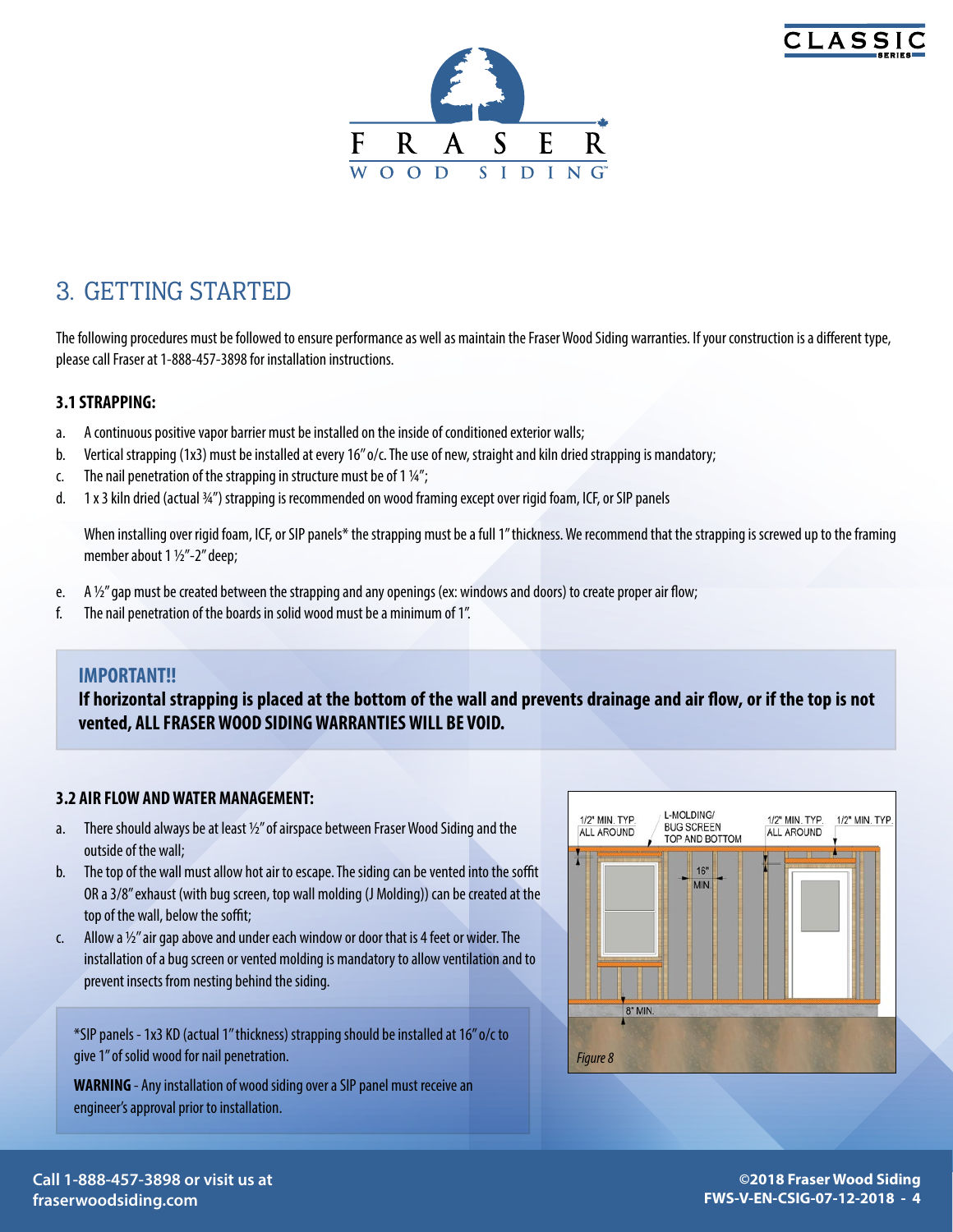# 3. GETTING STARTED

The following procedures must be followed to ensure performance as well as maintain the Fraser Wood Siding warranties. If your construction is a different type, please call Fraser at 1-888-457-3898 for installation instructions.

### 3.1 STRAPPING:

a. A continuous positive vapor barrier must be installed on the inside of conditioned exterior walls;

b. Vertical strapping (1x3) must be installed at every 16" o/c. The use of new, straight and kiln dried strapping is mandatory;

c. The nail penetration of the strapping in structure must be of 1 ¼";

d. 1 x 3 kiln dried (actual ¾") strapping is recommended on wood framing except over rigid foam, ICF, or SIP panels

   When installing over rigid foam, ICF, or SIP panels* the strapping must be a full 1" thickness. We recommend that the strapping is screwed up to the framing member about 1 ½"-2" deep;

e. A ½" gap must be created between the strapping and any openings (ex: windows and doors) to create proper air flow;

f. The nail penetration of the boards in solid wood must be a minimum of 1".

**IMPORTANT!!**

**If horizontal strapping is placed at the bottom of the wall and prevents drainage and air flow, or if the top is not vented, ALL FRASER WOOD SIDING WARRANTIES WILL BE VOID.**

### 3.2 AIR FLOW AND WATER MANAGEMENT:

a. There should always be at least ½" of airspace between Fraser Wood Siding and the outside of the wall;

b. The top of the wall must allow hot air to escape. The siding can be vented into the soffit OR a 3/8" exhaust (with bug screen, top wall molding (J Molding)) can be created at the top of the wall, below the soffit;

c. Allow a ½" air gap above and under each window or door that is 4 feet or wider. The installation of a bug screen or vented molding is mandatory to allow ventilation and to prevent insects from nesting behind the siding.

*SIP panels - 1x3 KD (actual 1" thickness) strapping should be installed at 16" o/c to give 1" of solid wood for nail penetration.

**WARNING** - Any installation of wood siding over a SIP panel must receive an engineer's approval prior to installation.

1/2" MIN. TYP. ALL AROUND — L-MOLDING/ BUG SCREEN TOP AND BOTTOM — 1/2" MIN. TYP. ALL AROUND — 1/2" MIN. TYP. — 16" MIN — 8" MIN.

*Figure 8*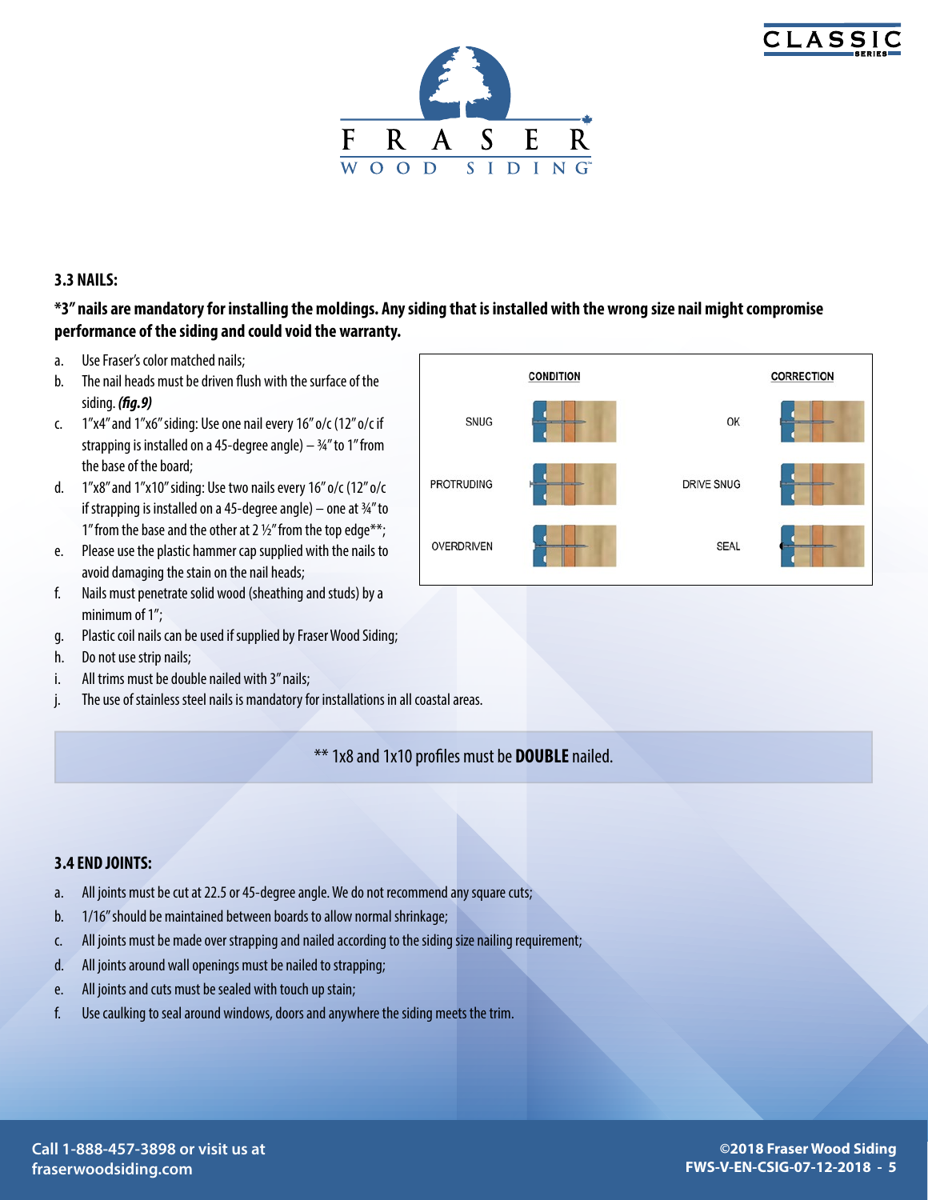### 3.3 NAILS:

**\*3" nails are mandatory for installing the moldings. Any siding that is installed with the wrong size nail might compromise performance of the siding and could void the warranty.**

a. Use Fraser's color matched nails;
b. The nail heads must be driven flush with the surface of the siding. ***(fig.9)***
c. 1"x4" and 1"x6" siding: Use one nail every 16" o/c (12" o/c if strapping is installed on a 45-degree angle) – ¾" to 1" from the base of the board;
d. 1"x8" and 1"x10" siding: Use two nails every 16" o/c (12" o/c if strapping is installed on a 45-degree angle) – one at ¾" to 1" from the base and the other at 2 ½" from the top edge**;
e. Please use the plastic hammer cap supplied with the nails to avoid damaging the stain on the nail heads;
f. Nails must penetrate solid wood (sheathing and studs) by a minimum of 1";
g. Plastic coil nails can be used if supplied by Fraser Wood Siding;
h. Do not use strip nails;
i. All trims must be double nailed with 3" nails;
j. The use of stainless steel nails is mandatory for installations in all coastal areas.

| CONDITION | CORRECTION |
|---|---|
| SNUG | OK |
| PROTRUDING | DRIVE SNUG |
| OVERDRIVEN | SEAL |

** 1x8 and 1x10 profiles must be **DOUBLE** nailed.

### 3.4 END JOINTS:

a. All joints must be cut at 22.5 or 45-degree angle. We do not recommend any square cuts;
b. 1/16" should be maintained between boards to allow normal shrinkage;
c. All joints must be made over strapping and nailed according to the siding size nailing requirement;
d. All joints around wall openings must be nailed to strapping;
e. All joints and cuts must be sealed with touch up stain;
f. Use caulking to seal around windows, doors and anywhere the siding meets the trim.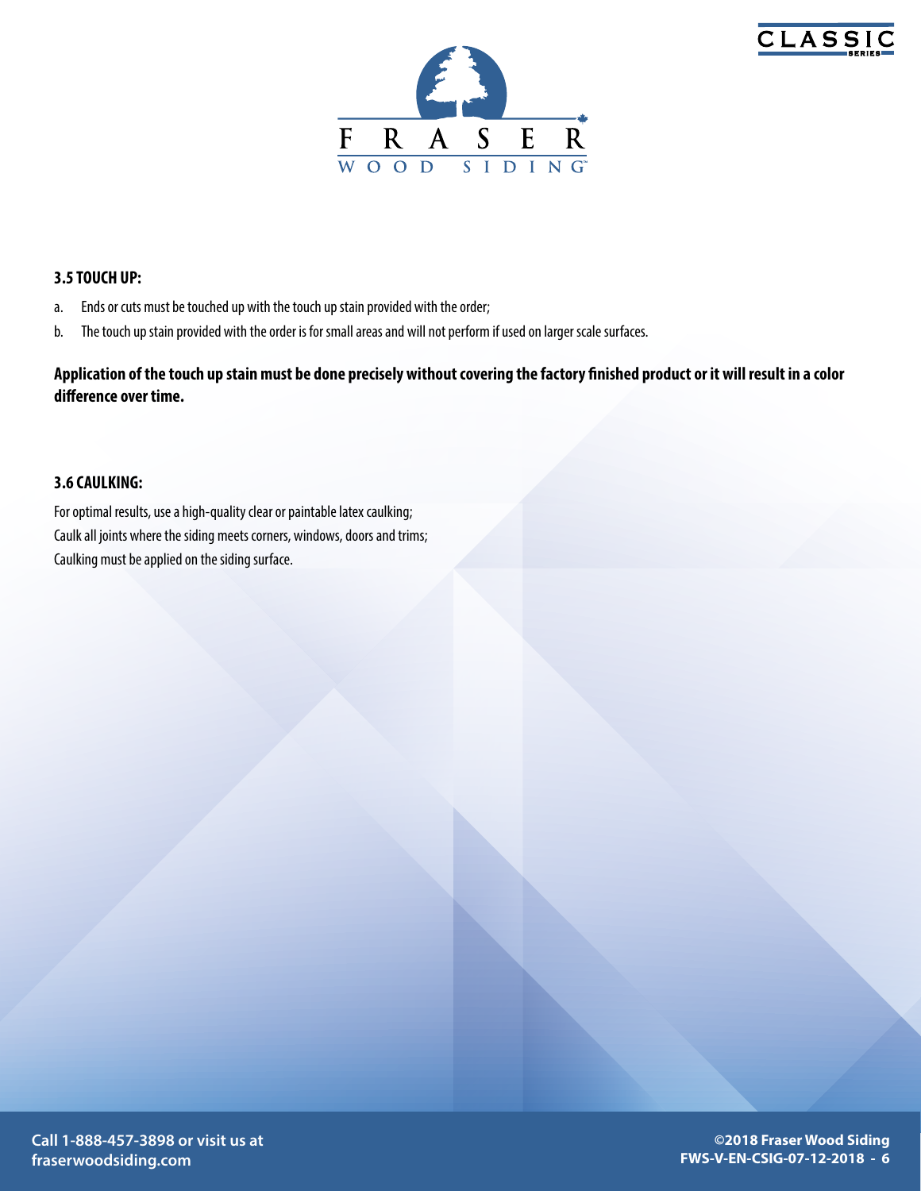### 3.5 TOUCH UP:

a. Ends or cuts must be touched up with the touch up stain provided with the order;

b. The touch up stain provided with the order is for small areas and will not perform if used on larger scale surfaces.

**Application of the touch up stain must be done precisely without covering the factory finished product or it will result in a color difference over time.**

### 3.6 CAULKING:

For optimal results, use a high-quality clear or paintable latex caulking;
Caulk all joints where the siding meets corners, windows, doors and trims;
Caulking must be applied on the siding surface.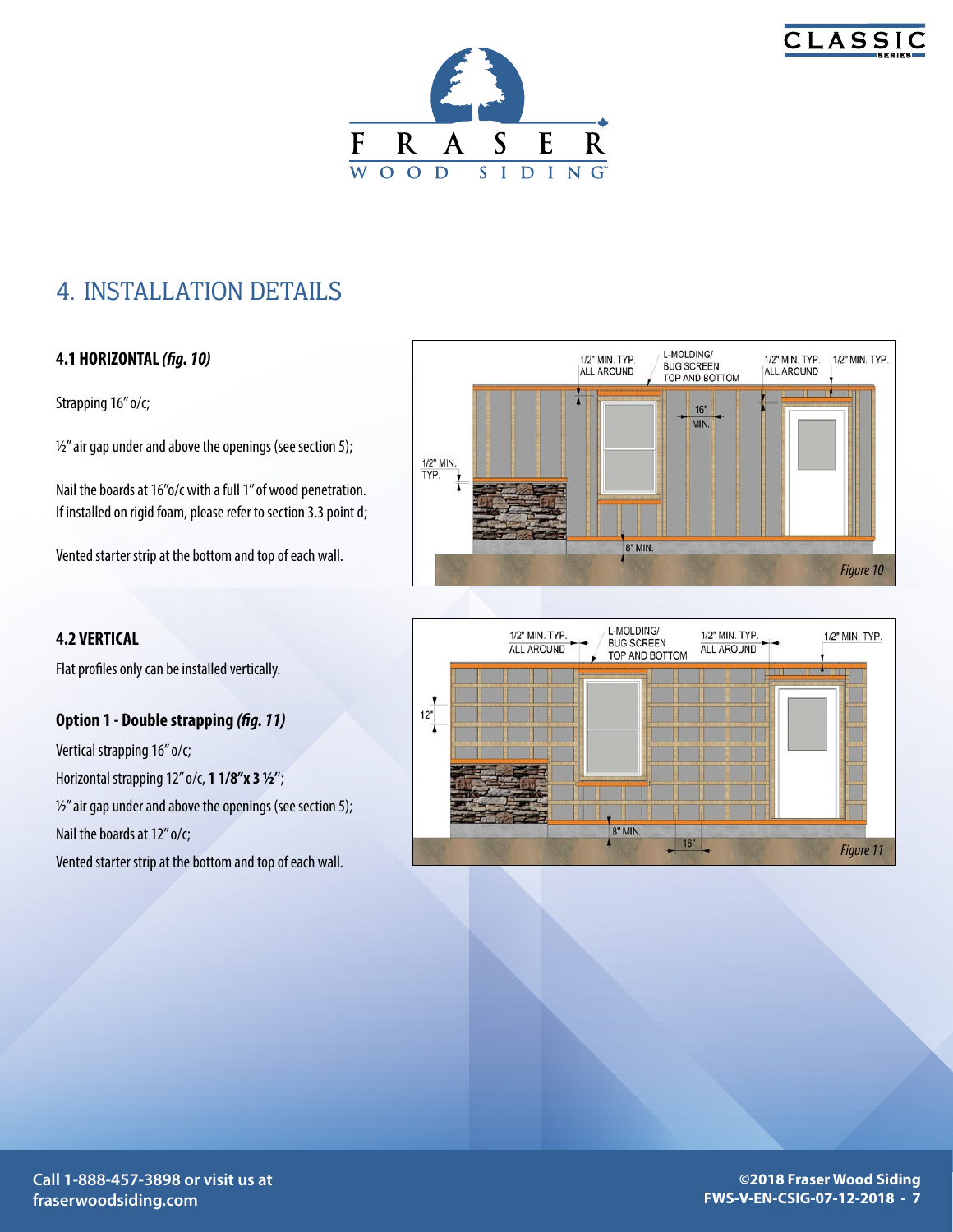# 4. INSTALLATION DETAILS

### 4.1 HORIZONTAL *(fig. 10)*

Strapping 16" o/c;

½" air gap under and above the openings (see section 5);

Nail the boards at 16"o/c with a full 1" of wood penetration. If installed on rigid foam, please refer to section 3.3 point d;

Vented starter strip at the bottom and top of each wall.

Figure 10

### 4.2 VERTICAL

Flat profiles only can be installed vertically.

#### Option 1 - Double strapping *(fig. 11)*

Vertical strapping 16" o/c;

Horizontal strapping 12" o/c, **1 1/8" x 3 ½"**;

½" air gap under and above the openings (see section 5);

Nail the boards at 12" o/c;

Vented starter strip at the bottom and top of each wall.

Figure 11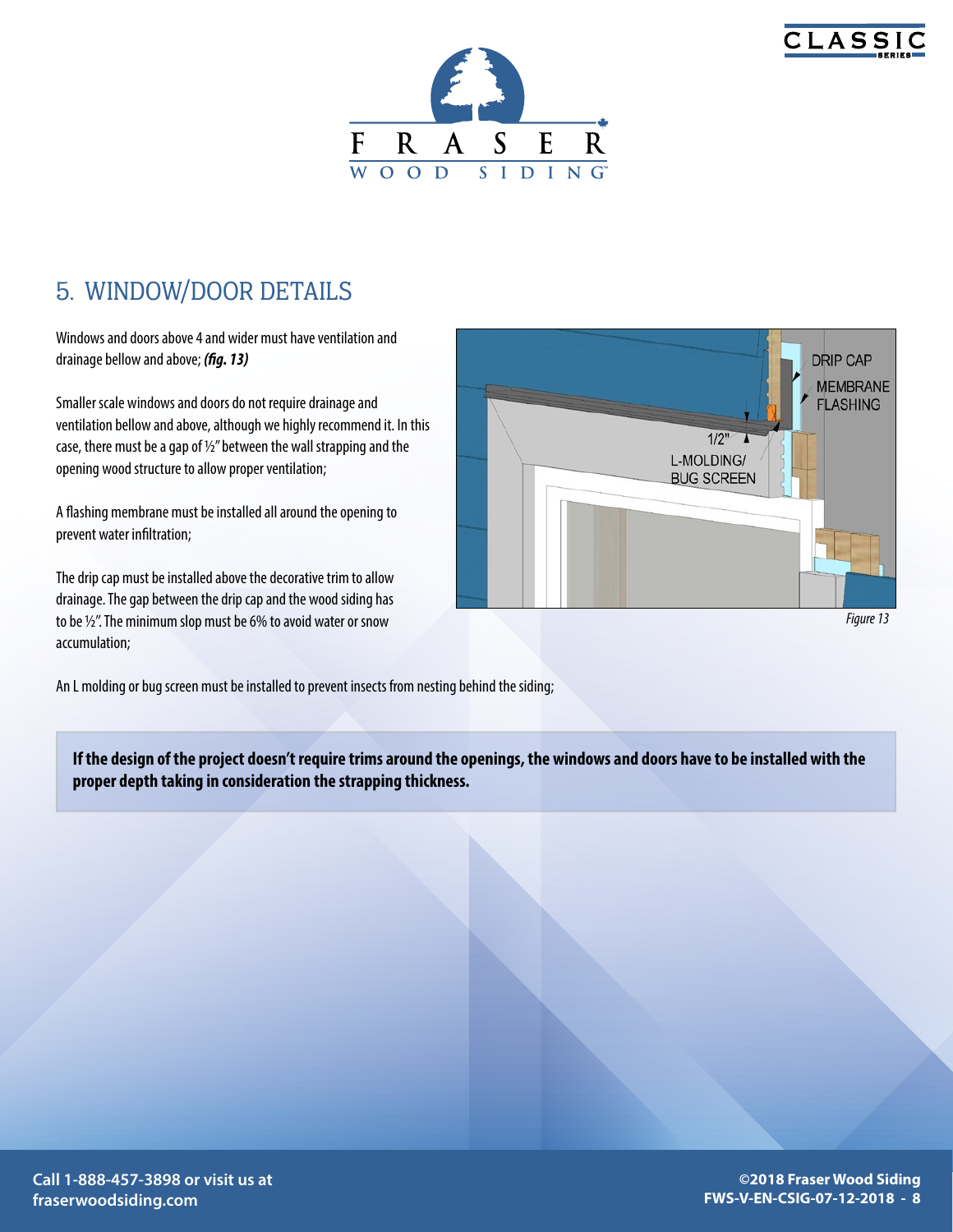## 5. WINDOW/DOOR DETAILS

Windows and doors above 4 and wider must have ventilation and drainage bellow and above; ***(fig. 13)***

Smaller scale windows and doors do not require drainage and ventilation bellow and above, although we highly recommend it. In this case, there must be a gap of ½" between the wall strapping and the opening wood structure to allow proper ventilation;

A flashing membrane must be installed all around the opening to prevent water infiltration;

The drip cap must be installed above the decorative trim to allow drainage. The gap between the drip cap and the wood siding has to be ½". The minimum slop must be 6% to avoid water or snow accumulation;

An L molding or bug screen must be installed to prevent insects from nesting behind the siding;

*Figure 13*

**If the design of the project doesn't require trims around the openings, the windows and doors have to be installed with the proper depth taking in consideration the strapping thickness.**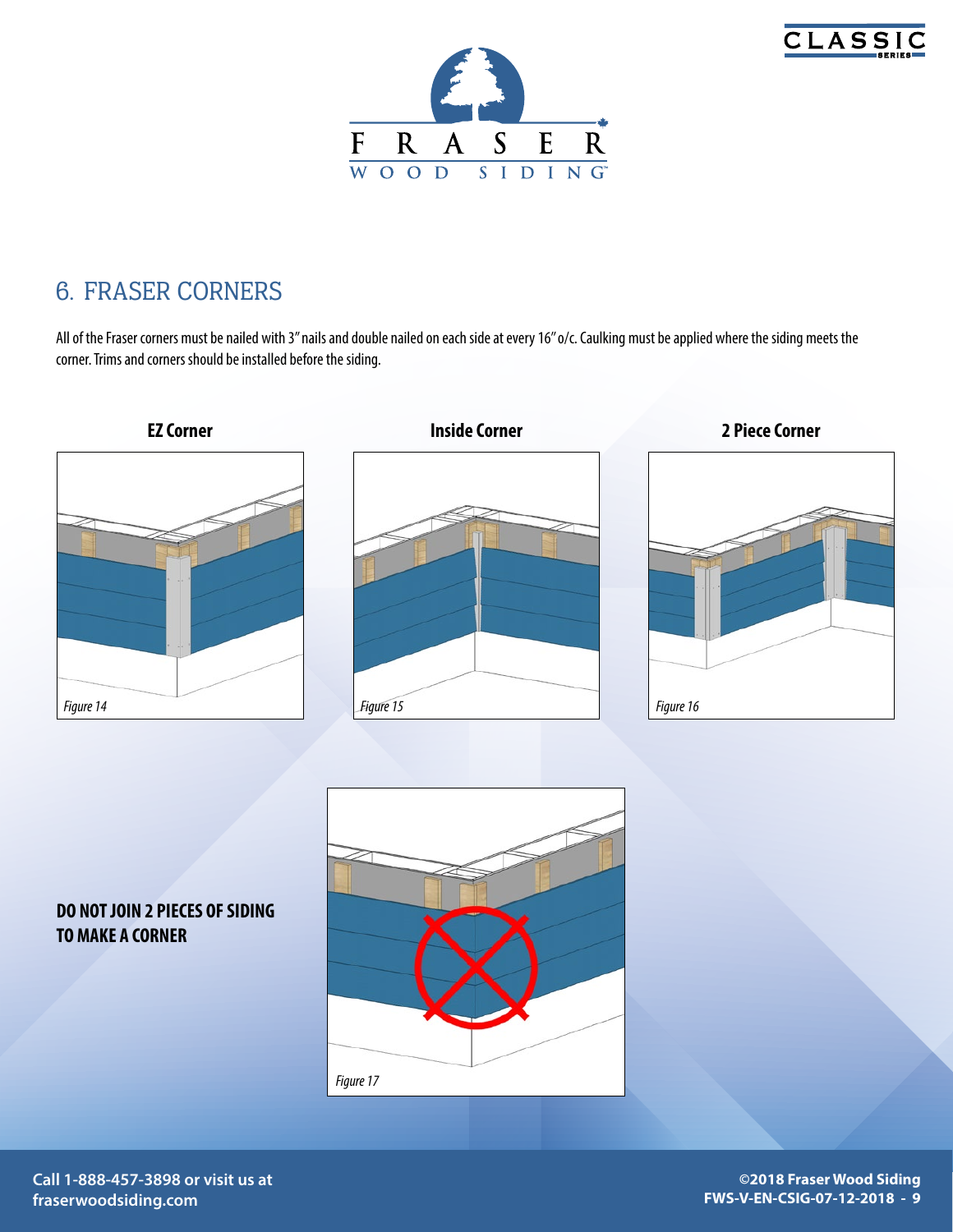## 6. FRASER CORNERS

All of the Fraser corners must be nailed with 3" nails and double nailed on each side at every 16" o/c. Caulking must be applied where the siding meets the corner. Trims and corners should be installed before the siding.

**EZ Corner**

*Figure 14*

**Inside Corner**

*Figure 15*

**2 Piece Corner**

*Figure 16*

**DO NOT JOIN 2 PIECES OF SIDING TO MAKE A CORNER**

*Figure 17*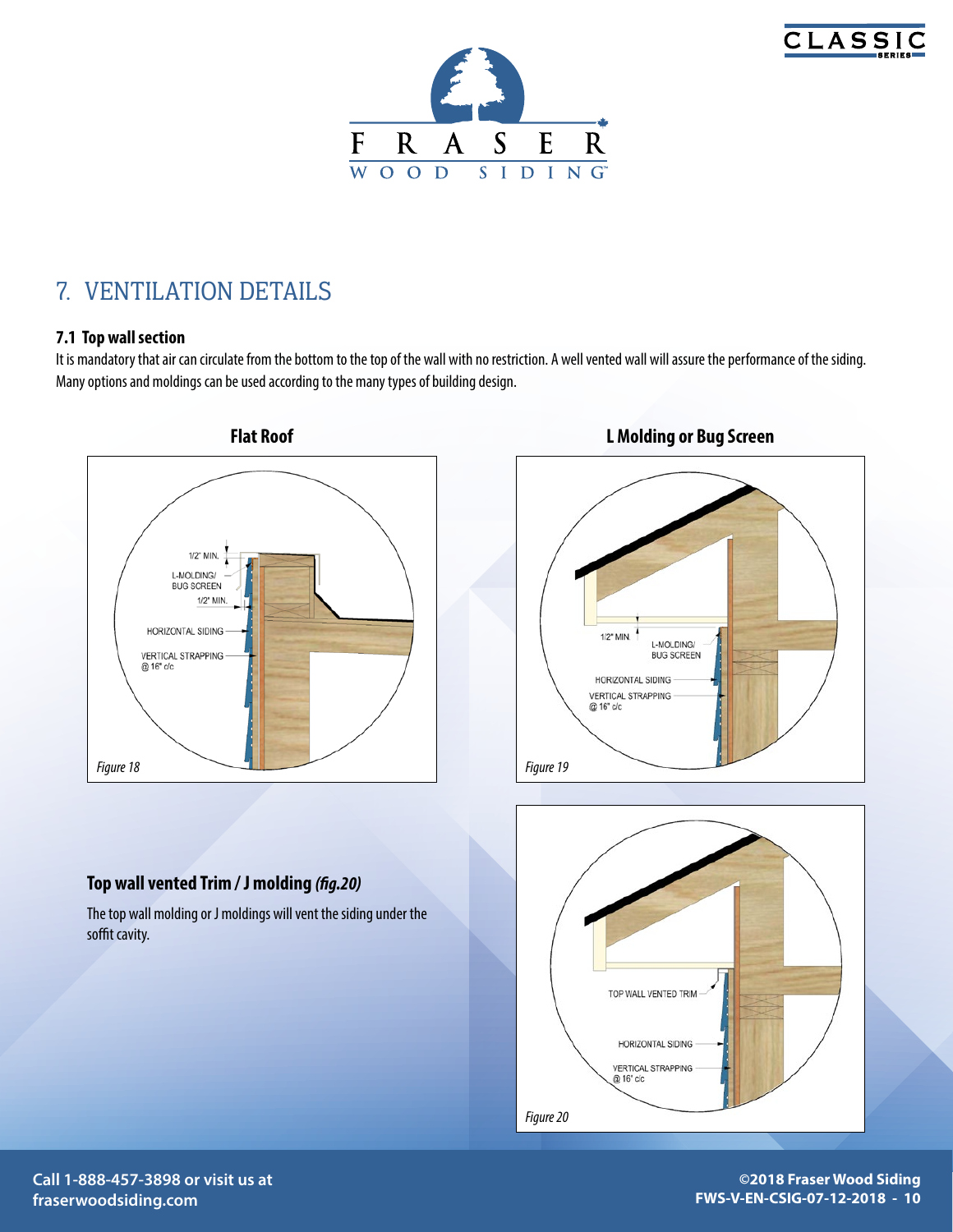# 7. VENTILATION DETAILS

### 7.1 Top wall section

It is mandatory that air can circulate from the bottom to the top of the wall with no restriction. A well vented wall will assure the performance of the siding. Many options and moldings can be used according to the many types of building design.

**Flat Roof**

1/2" MIN.
L-MOLDING/ BUG SCREEN
1/2" MIN.
HORIZONTAL SIDING
VERTICAL STRAPPING @ 16" c/c

*Figure 18*

**L Molding or Bug Screen**

1/2" MIN.
L-MOLDING/ BUG SCREEN
HORIZONTAL SIDING
VERTICAL STRAPPING @ 16" c/c

*Figure 19*

**Top wall vented Trim / J molding *(fig.20)***

The top wall molding or J moldings will vent the siding under the soffit cavity.

TOP WALL VENTED TRIM
HORIZONTAL SIDING
VERTICAL STRAPPING @ 16" c/c

*Figure 20*

Call 1-888-457-3898 or visit us at fraserwoodsiding.com

©2018 Fraser Wood Siding
FWS-V-EN-CSIG-07-12-2018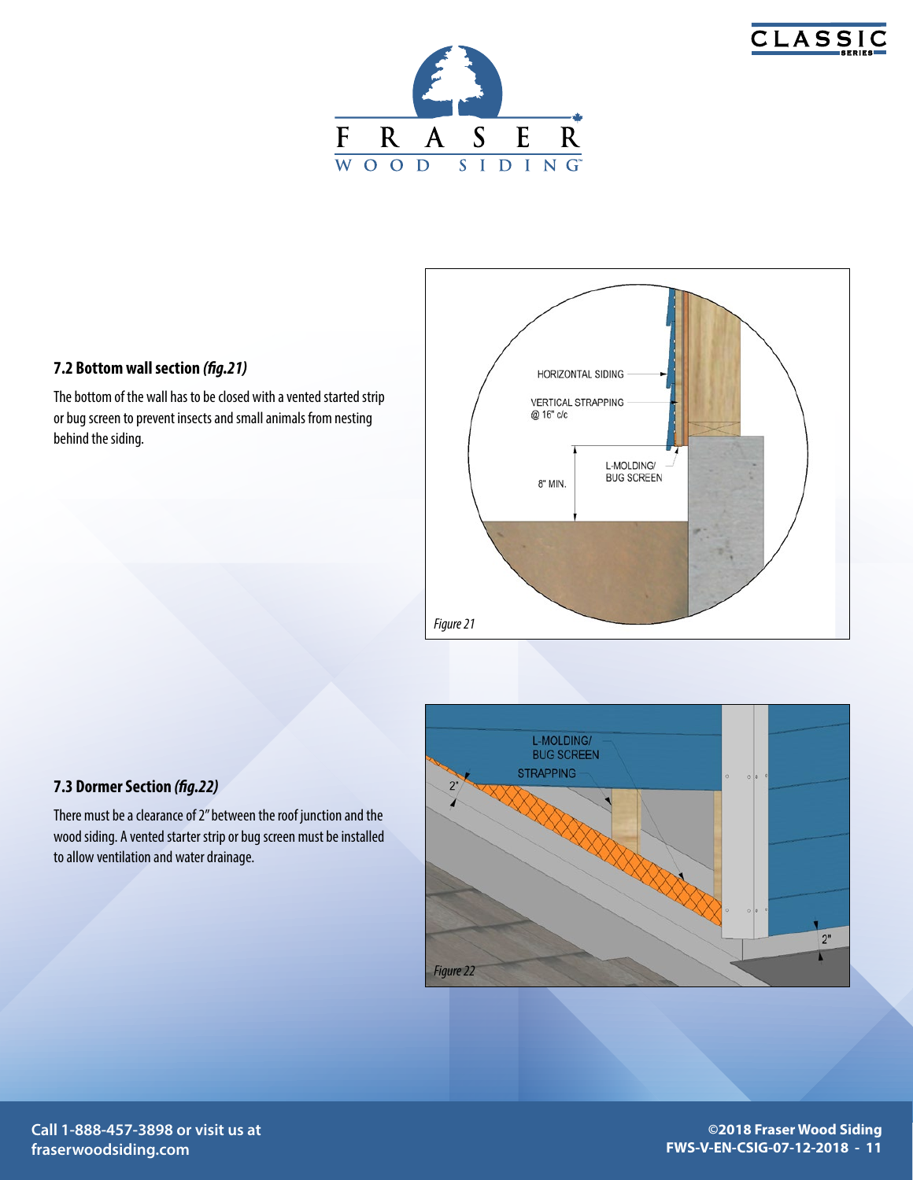## 7.2 Bottom wall section *(fig.21)*

The bottom of the wall has to be closed with a vented started strip or bug screen to prevent insects and small animals from nesting behind the siding.

*Figure 21*

## 7.3 Dormer Section *(fig.22)*

There must be a clearance of 2" between the roof junction and the wood siding. A vented starter strip or bug screen must be installed to allow ventilation and water drainage.

*Figure 22*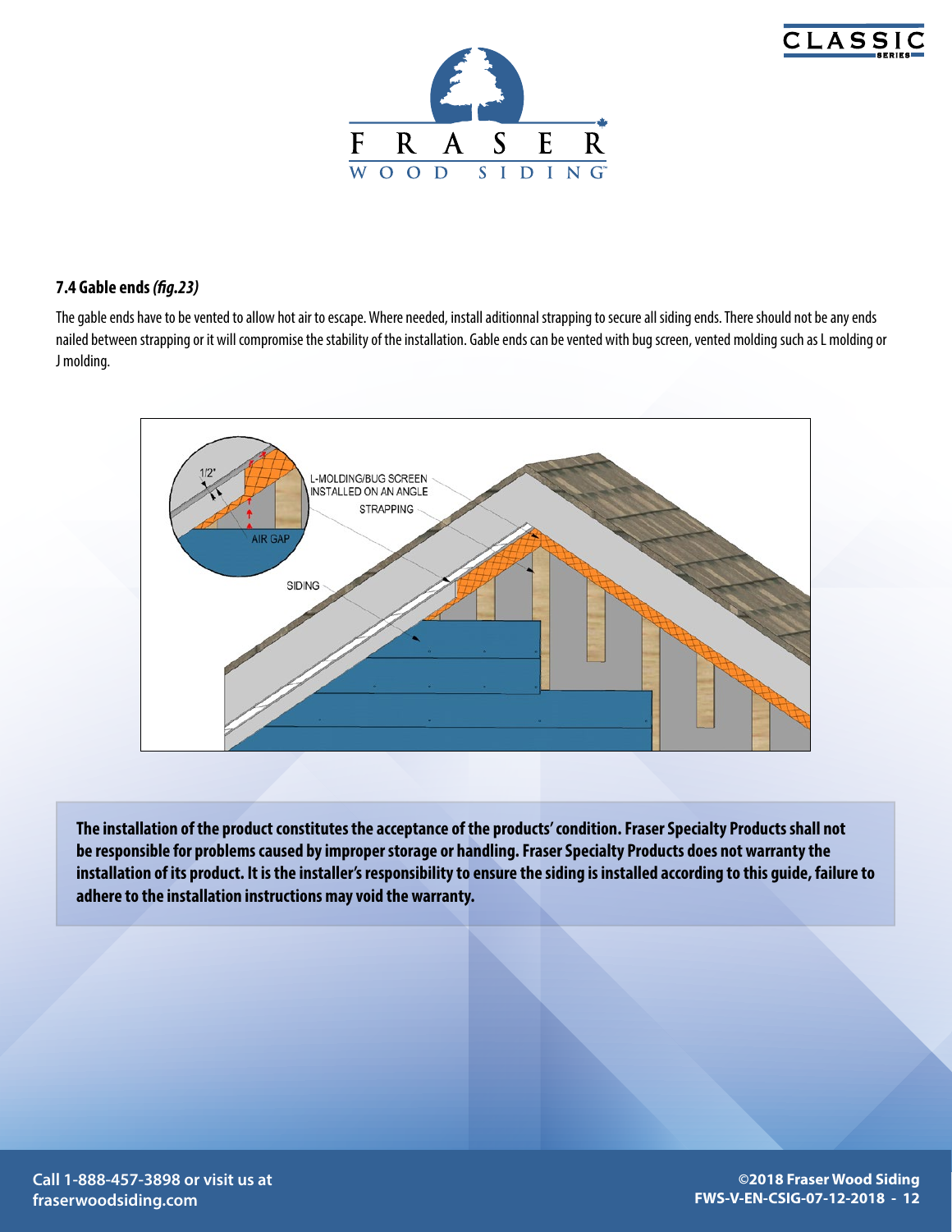### 7.4 Gable ends *(fig.23)*

The gable ends have to be vented to allow hot air to escape. Where needed, install aditionnal strapping to secure all siding ends. There should not be any ends nailed between strapping or it will compromise the stability of the installation. Gable ends can be vented with bug screen, vented molding such as L molding or J molding.

1/2"

L-MOLDING/BUG SCREEN INSTALLED ON AN ANGLE

STRAPPING

AIR GAP

SIDING

**The installation of the product constitutes the acceptance of the products' condition. Fraser Specialty Products shall not be responsible for problems caused by improper storage or handling. Fraser Specialty Products does not warranty the installation of its product. It is the installer's responsibility to ensure the siding is installed according to this guide, failure to adhere to the installation instructions may void the warranty.**